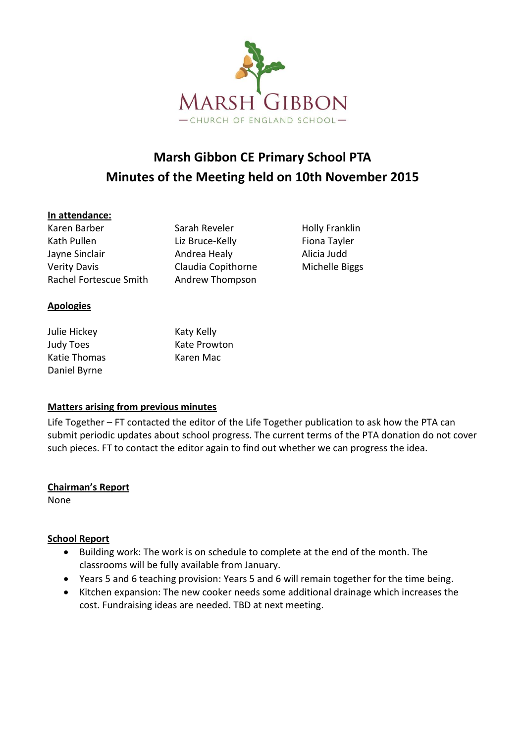MARSH GIBBON
— CHURCH OF ENGLAND SCHOOL —

# Marsh Gibbon CE Primary School PTA
# Minutes of the Meeting held on 10th November 2015

**In attendance:**

Karen Barber
Kath Pullen
Jayne Sinclair
Verity Davis
Rachel Fortescue Smith
Sarah Reveler
Liz Bruce-Kelly
Andrea Healy
Claudia Copithorne
Andrew Thompson
Holly Franklin
Fiona Tayler
Alicia Judd
Michelle Biggs

**Apologies**

Julie Hickey
Judy Toes
Katie Thomas
Daniel Byrne
Katy Kelly
Kate Prowton
Karen Mac

**Matters arising from previous minutes**

Life Together – FT contacted the editor of the Life Together publication to ask how the PTA can submit periodic updates about school progress. The current terms of the PTA donation do not cover such pieces. FT to contact the editor again to find out whether we can progress the idea.

**Chairman's Report**

None

**School Report**

- Building work: The work is on schedule to complete at the end of the month. The classrooms will be fully available from January.
- Years 5 and 6 teaching provision: Years 5 and 6 will remain together for the time being.
- Kitchen expansion: The new cooker needs some additional drainage which increases the cost. Fundraising ideas are needed. TBD at next meeting.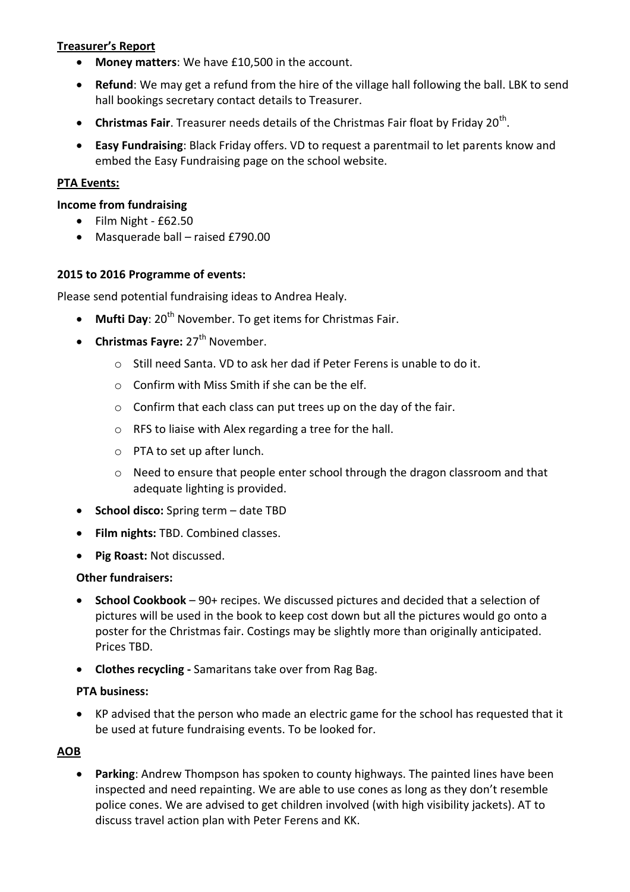**Treasurer's Report**

- **Money matters**: We have £10,500 in the account.
- **Refund**: We may get a refund from the hire of the village hall following the ball. LBK to send hall bookings secretary contact details to Treasurer.
- **Christmas Fair**. Treasurer needs details of the Christmas Fair float by Friday 20th.
- **Easy Fundraising**: Black Friday offers. VD to request a parentmail to let parents know and embed the Easy Fundraising page on the school website.

**PTA Events:**

**Income from fundraising**

- Film Night - £62.50
- Masquerade ball – raised £790.00

**2015 to 2016 Programme of events:**

Please send potential fundraising ideas to Andrea Healy.

- **Mufti Day**: 20th November. To get items for Christmas Fair.
- **Christmas Fayre:** 27th November.
  - Still need Santa. VD to ask her dad if Peter Ferens is unable to do it.
  - Confirm with Miss Smith if she can be the elf.
  - Confirm that each class can put trees up on the day of the fair.
  - RFS to liaise with Alex regarding a tree for the hall.
  - PTA to set up after lunch.
  - Need to ensure that people enter school through the dragon classroom and that adequate lighting is provided.
- **School disco:** Spring term – date TBD
- **Film nights:** TBD. Combined classes.
- **Pig Roast:** Not discussed.

**Other fundraisers:**

- **School Cookbook** – 90+ recipes. We discussed pictures and decided that a selection of pictures will be used in the book to keep cost down but all the pictures would go onto a poster for the Christmas fair. Costings may be slightly more than originally anticipated. Prices TBD.
- **Clothes recycling -** Samaritans take over from Rag Bag.

**PTA business:**

- KP advised that the person who made an electric game for the school has requested that it be used at future fundraising events. To be looked for.

**AOB**

- **Parking**: Andrew Thompson has spoken to county highways. The painted lines have been inspected and need repainting. We are able to use cones as long as they don't resemble police cones. We are advised to get children involved (with high visibility jackets). AT to discuss travel action plan with Peter Ferens and KK.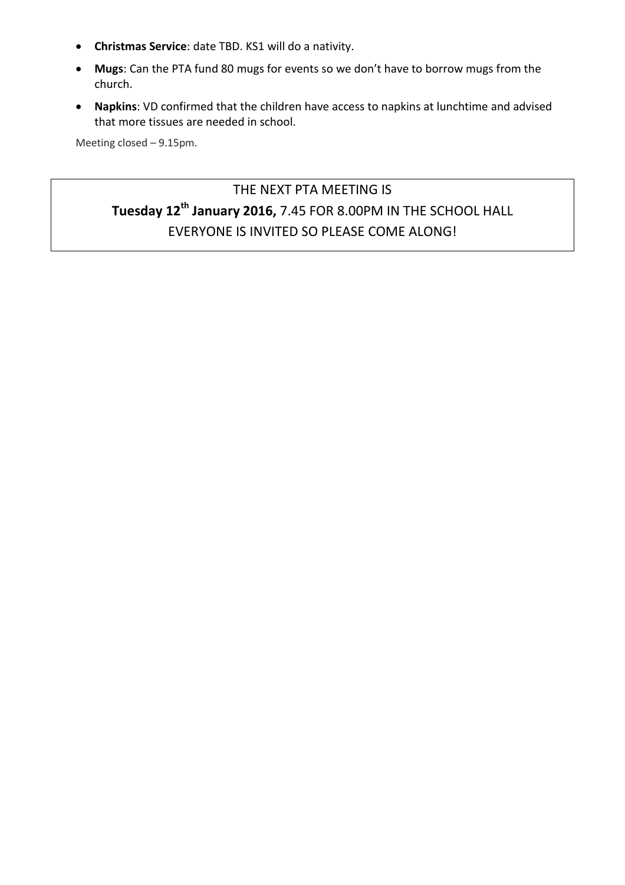- **Christmas Service**: date TBD. KS1 will do a nativity.
- **Mugs**: Can the PTA fund 80 mugs for events so we don't have to borrow mugs from the church.
- **Napkins**: VD confirmed that the children have access to napkins at lunchtime and advised that more tissues are needed in school.

Meeting closed – 9.15pm.

THE NEXT PTA MEETING IS

**Tuesday 12th January 2016,** 7.45 FOR 8.00PM IN THE SCHOOL HALL

EVERYONE IS INVITED SO PLEASE COME ALONG!